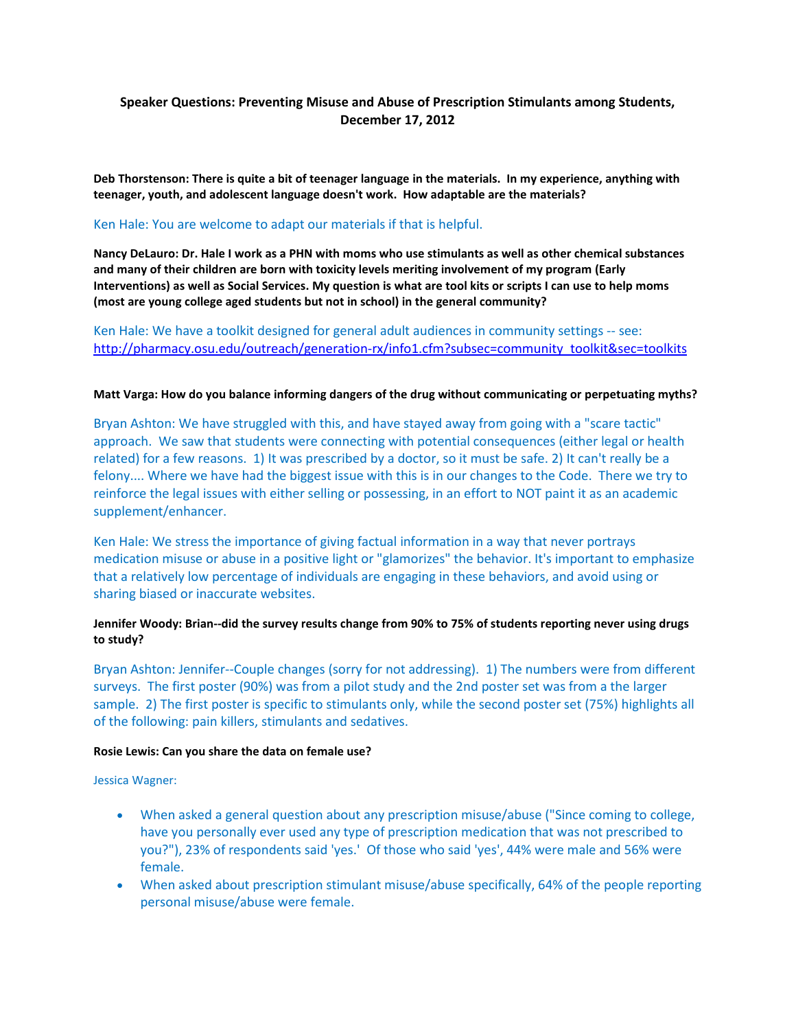# Speaker Questions: Preventing Misuse and Abuse of Prescription Stimulants among Students, December 17, 2012

**Deb Thorstenson: There is quite a bit of teenager language in the materials. In my experience, anything with teenager, youth, and adolescent language doesn't work. How adaptable are the materials?**

Ken Hale: You are welcome to adapt our materials if that is helpful.

**Nancy DeLauro: Dr. Hale I work as a PHN with moms who use stimulants as well as other chemical substances and many of their children are born with toxicity levels meriting involvement of my program (Early Interventions) as well as Social Services. My question is what are tool kits or scripts I can use to help moms (most are young college aged students but not in school) in the general community?**

Ken Hale: We have a toolkit designed for general adult audiences in community settings -- see: http://pharmacy.osu.edu/outreach/generation-rx/info1.cfm?subsec=community_toolkit&sec=toolkits

**Matt Varga: How do you balance informing dangers of the drug without communicating or perpetuating myths?**

Bryan Ashton: We have struggled with this, and have stayed away from going with a "scare tactic" approach. We saw that students were connecting with potential consequences (either legal or health related) for a few reasons. 1) It was prescribed by a doctor, so it must be safe. 2) It can't really be a felony.... Where we have had the biggest issue with this is in our changes to the Code. There we try to reinforce the legal issues with either selling or possessing, in an effort to NOT paint it as an academic supplement/enhancer.

Ken Hale: We stress the importance of giving factual information in a way that never portrays medication misuse or abuse in a positive light or "glamorizes" the behavior. It's important to emphasize that a relatively low percentage of individuals are engaging in these behaviors, and avoid using or sharing biased or inaccurate websites.

**Jennifer Woody: Brian--did the survey results change from 90% to 75% of students reporting never using drugs to study?**

Bryan Ashton: Jennifer--Couple changes (sorry for not addressing). 1) The numbers were from different surveys. The first poster (90%) was from a pilot study and the 2nd poster set was from a the larger sample. 2) The first poster is specific to stimulants only, while the second poster set (75%) highlights all of the following: pain killers, stimulants and sedatives.

**Rosie Lewis: Can you share the data on female use?**

Jessica Wagner:

- When asked a general question about any prescription misuse/abuse ("Since coming to college, have you personally ever used any type of prescription medication that was not prescribed to you?"), 23% of respondents said 'yes.' Of those who said 'yes', 44% were male and 56% were female.
- When asked about prescription stimulant misuse/abuse specifically, 64% of the people reporting personal misuse/abuse were female.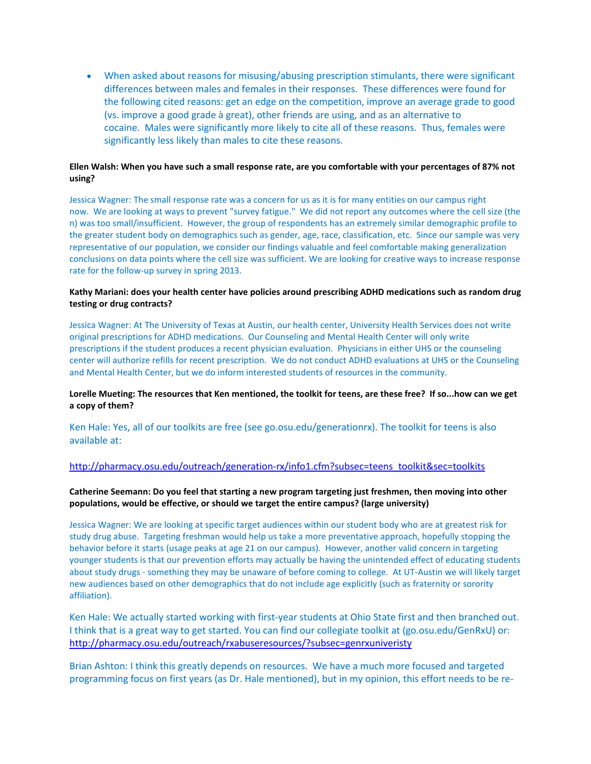- When asked about reasons for misusing/abusing prescription stimulants, there were significant differences between males and females in their responses. These differences were found for the following cited reasons: get an edge on the competition, improve an average grade to good (vs. improve a good grade à great), other friends are using, and as an alternative to cocaine. Males were significantly more likely to cite all of these reasons. Thus, females were significantly less likely than males to cite these reasons.

**Ellen Walsh: When you have such a small response rate, are you comfortable with your percentages of 87% not using?**

Jessica Wagner: The small response rate was a concern for us as it is for many entities on our campus right now. We are looking at ways to prevent "survey fatigue." We did not report any outcomes where the cell size (the n) was too small/insufficient. However, the group of respondents has an extremely similar demographic profile to the greater student body on demographics such as gender, age, race, classification, etc. Since our sample was very representative of our population, we consider our findings valuable and feel comfortable making generalization conclusions on data points where the cell size was sufficient. We are looking for creative ways to increase response rate for the follow-up survey in spring 2013.

**Kathy Mariani: does your health center have policies around prescribing ADHD medications such as random drug testing or drug contracts?**

Jessica Wagner: At The University of Texas at Austin, our health center, University Health Services does not write original prescriptions for ADHD medications. Our Counseling and Mental Health Center will only write prescriptions if the student produces a recent physician evaluation. Physicians in either UHS or the counseling center will authorize refills for recent prescription. We do not conduct ADHD evaluations at UHS or the Counseling and Mental Health Center, but we do inform interested students of resources in the community.

**Lorelle Mueting: The resources that Ken mentioned, the toolkit for teens, are these free? If so...how can we get a copy of them?**

Ken Hale: Yes, all of our toolkits are free (see go.osu.edu/generationrx). The toolkit for teens is also available at:

http://pharmacy.osu.edu/outreach/generation-rx/info1.cfm?subsec=teens_toolkit&sec=toolkits

**Catherine Seemann: Do you feel that starting a new program targeting just freshmen, then moving into other populations, would be effective, or should we target the entire campus? (large university)**

Jessica Wagner: We are looking at specific target audiences within our student body who are at greatest risk for study drug abuse. Targeting freshman would help us take a more preventative approach, hopefully stopping the behavior before it starts (usage peaks at age 21 on our campus). However, another valid concern in targeting younger students is that our prevention efforts may actually be having the unintended effect of educating students about study drugs - something they may be unaware of before coming to college. At UT-Austin we will likely target new audiences based on other demographics that do not include age explicitly (such as fraternity or sorority affiliation).

Ken Hale: We actually started working with first-year students at Ohio State first and then branched out. I think that is a great way to get started. You can find our collegiate toolkit at (go.osu.edu/GenRxU) or: http://pharmacy.osu.edu/outreach/rxabuseresources/?subsec=genrxunivieristy

Brian Ashton: I think this greatly depends on resources. We have a much more focused and targeted programming focus on first years (as Dr. Hale mentioned), but in my opinion, this effort needs to be re-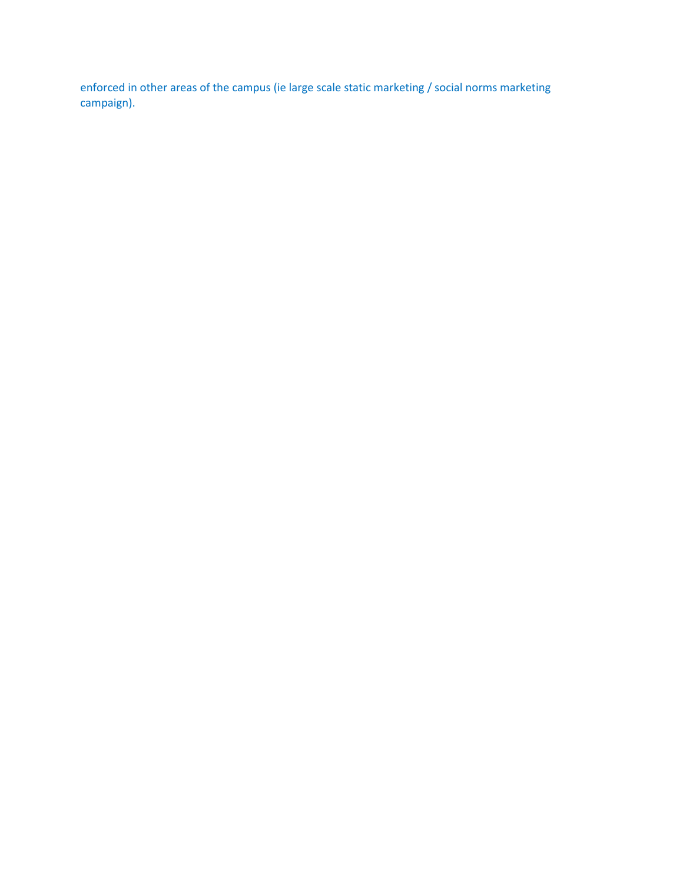enforced in other areas of the campus (ie large scale static marketing / social norms marketing campaign).